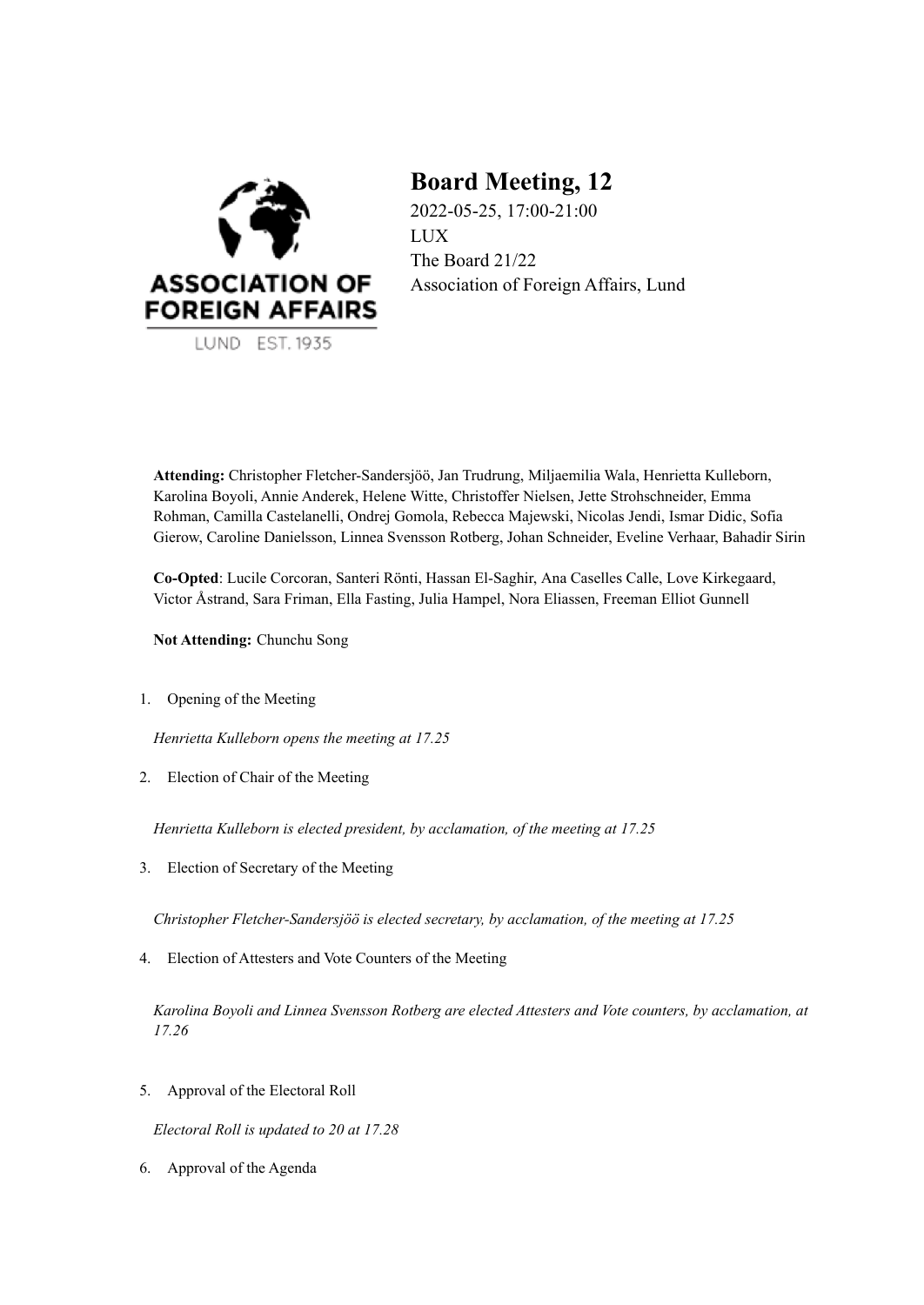# Board Meeting, 12

2022-05-25, 17:00-21:00
LUX
The Board 21/22
Association of Foreign Affairs, Lund

**Attending:** Christopher Fletcher-Sandersjöö, Jan Trudrung, Miljaemilia Wala, Henrietta Kulleborn, Karolina Boyoli, Annie Anderek, Helene Witte, Christoffer Nielsen, Jette Strohschneider, Emma Rohman, Camilla Castelanelli, Ondrej Gomola, Rebecca Majewski, Nicolas Jendi, Ismar Didic, Sofia Gierow, Caroline Danielsson, Linnea Svensson Rotberg, Johan Schneider, Eveline Verhaar, Bahadir Sirin

**Co-Opted**: Lucile Corcoran, Santeri Rönti, Hassan El-Saghir, Ana Caselles Calle, Love Kirkegaard, Victor Åstrand, Sara Friman, Ella Fasting, Julia Hampel, Nora Eliassen, Freeman Elliot Gunnell

**Not Attending:** Chunchu Song

1. Opening of the Meeting

   *Henrietta Kulleborn opens the meeting at 17.25*

2. Election of Chair of the Meeting

   *Henrietta Kulleborn is elected president, by acclamation, of the meeting at 17.25*

3. Election of Secretary of the Meeting

   *Christopher Fletcher-Sandersjöö is elected secretary, by acclamation, of the meeting at 17.25*

4. Election of Attesters and Vote Counters of the Meeting

   *Karolina Boyoli and Linnea Svensson Rotberg are elected Attesters and Vote counters, by acclamation, at 17.26*

5. Approval of the Electoral Roll

   *Electoral Roll is updated to 20 at 17.28*

6. Approval of the Agenda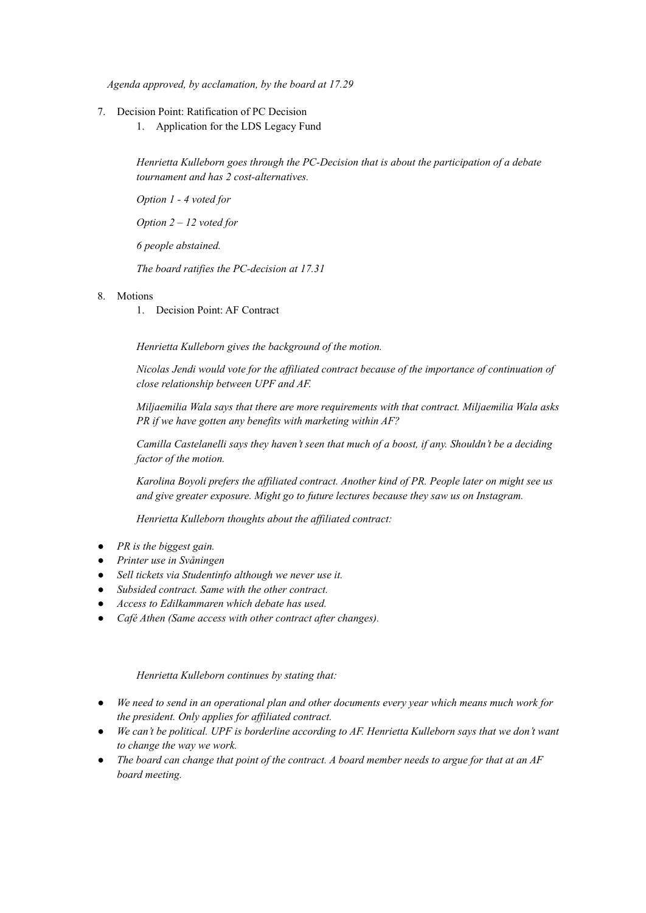*Agenda approved, by acclamation, by the board at 17.29*

7. Decision Point: Ratification of PC Decision
    1. Application for the LDS Legacy Fund

    *Henrietta Kulleborn goes through the PC-Decision that is about the participation of a debate tournament and has 2 cost-alternatives.*

    *Option 1 - 4 voted for*

    *Option 2 – 12 voted for*

    *6 people abstained.*

    *The board ratifies the PC-decision at 17.31*

8. Motions
    1. Decision Point: AF Contract

    *Henrietta Kulleborn gives the background of the motion.*

    *Nicolas Jendi would vote for the affiliated contract because of the importance of continuation of close relationship between UPF and AF.*

    *Miljaemilia Wala says that there are more requirements with that contract. Miljaemilia Wala asks PR if we have gotten any benefits with marketing within AF?*

    *Camilla Castelanelli says they haven't seen that much of a boost, if any. Shouldn't be a deciding factor of the motion.*

    *Karolina Boyoli prefers the affiliated contract. Another kind of PR. People later on might see us and give greater exposure. Might go to future lectures because they saw us on Instagram.*

    *Henrietta Kulleborn thoughts about the affiliated contract:*

- *PR is the biggest gain.*
- *Printer use in Svåningen*
- *Sell tickets via Studentinfo although we never use it.*
- *Subsided contract. Same with the other contract.*
- *Access to Edilkammaren which debate has used.*
- *Café Athen (Same access with other contract after changes).*

*Henrietta Kulleborn continues by stating that:*

- *We need to send in an operational plan and other documents every year which means much work for the president. Only applies for affiliated contract.*
- *We can't be political. UPF is borderline according to AF. Henrietta Kulleborn says that we don't want to change the way we work.*
- *The board can change that point of the contract. A board member needs to argue for that at an AF board meeting.*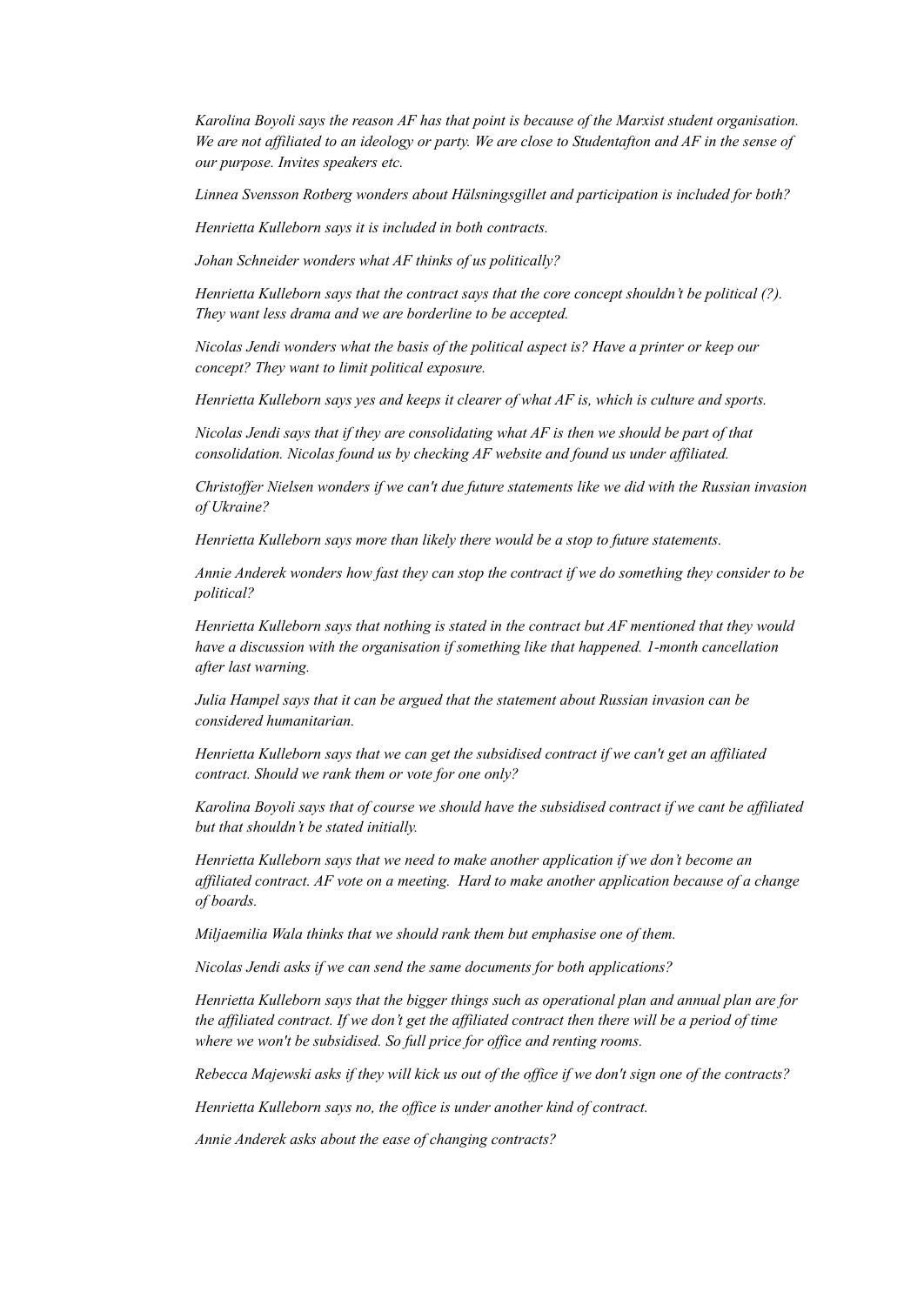*Karolina Boyoli says the reason AF has that point is because of the Marxist student organisation. We are not affiliated to an ideology or party. We are close to Studentafton and AF in the sense of our purpose. Invites speakers etc.*

*Linnea Svensson Rotberg wonders about Hälsningsgillet and participation is included for both?*

*Henrietta Kulleborn says it is included in both contracts.*

*Johan Schneider wonders what AF thinks of us politically?*

*Henrietta Kulleborn says that the contract says that the core concept shouldn't be political (?). They want less drama and we are borderline to be accepted.*

*Nicolas Jendi wonders what the basis of the political aspect is? Have a printer or keep our concept? They want to limit political exposure.*

*Henrietta Kulleborn says yes and keeps it clearer of what AF is, which is culture and sports.*

*Nicolas Jendi says that if they are consolidating what AF is then we should be part of that consolidation. Nicolas found us by checking AF website and found us under affiliated.*

*Christoffer Nielsen wonders if we can't due future statements like we did with the Russian invasion of Ukraine?*

*Henrietta Kulleborn says more than likely there would be a stop to future statements.*

*Annie Anderek wonders how fast they can stop the contract if we do something they consider to be political?*

*Henrietta Kulleborn says that nothing is stated in the contract but AF mentioned that they would have a discussion with the organisation if something like that happened. 1-month cancellation after last warning.*

*Julia Hampel says that it can be argued that the statement about Russian invasion can be considered humanitarian.*

*Henrietta Kulleborn says that we can get the subsidised contract if we can't get an affiliated contract. Should we rank them or vote for one only?*

*Karolina Boyoli says that of course we should have the subsidised contract if we cant be affiliated but that shouldn't be stated initially.*

*Henrietta Kulleborn says that we need to make another application if we don't become an affiliated contract. AF vote on a meeting. Hard to make another application because of a change of boards.*

*Miljaemilia Wala thinks that we should rank them but emphasise one of them.*

*Nicolas Jendi asks if we can send the same documents for both applications?*

*Henrietta Kulleborn says that the bigger things such as operational plan and annual plan are for the affiliated contract. If we don't get the affiliated contract then there will be a period of time where we won't be subsidised. So full price for office and renting rooms.*

*Rebecca Majewski asks if they will kick us out of the office if we don't sign one of the contracts?*

*Henrietta Kulleborn says no, the office is under another kind of contract.*

*Annie Anderek asks about the ease of changing contracts?*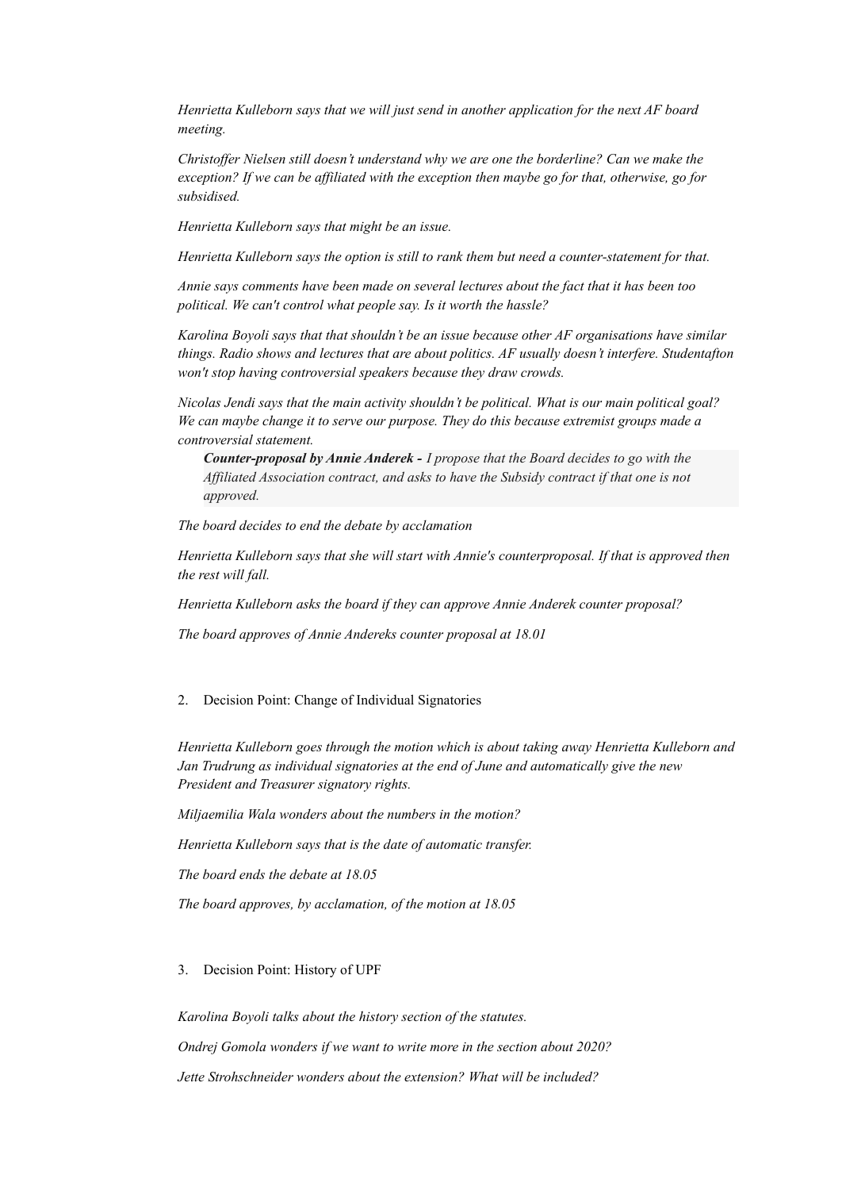*Henrietta Kulleborn says that we will just send in another application for the next AF board meeting.*

*Christoffer Nielsen still doesn't understand why we are one the borderline? Can we make the exception? If we can be affiliated with the exception then maybe go for that, otherwise, go for subsidised.*

*Henrietta Kulleborn says that might be an issue.*

*Henrietta Kulleborn says the option is still to rank them but need a counter-statement for that.*

*Annie says comments have been made on several lectures about the fact that it has been too political. We can't control what people say. Is it worth the hassle?*

*Karolina Boyoli says that that shouldn't be an issue because other AF organisations have similar things. Radio shows and lectures that are about politics. AF usually doesn't interfere. Studentafton won't stop having controversial speakers because they draw crowds.*

*Nicolas Jendi says that the main activity shouldn't be political. What is our main political goal? We can maybe change it to serve our purpose. They do this because extremist groups made a controversial statement.*

> ***Counter-proposal by Annie Anderek -*** *I propose that the Board decides to go with the Affiliated Association contract, and asks to have the Subsidy contract if that one is not approved.*

*The board decides to end the debate by acclamation*

*Henrietta Kulleborn says that she will start with Annie's counterproposal. If that is approved then the rest will fall.*

*Henrietta Kulleborn asks the board if they can approve Annie Anderek counter proposal?*

*The board approves of Annie Andereks counter proposal at 18.01*

2. Decision Point: Change of Individual Signatories

*Henrietta Kulleborn goes through the motion which is about taking away Henrietta Kulleborn and Jan Trudrung as individual signatories at the end of June and automatically give the new President and Treasurer signatory rights.*

*Miljaemilia Wala wonders about the numbers in the motion?*

*Henrietta Kulleborn says that is the date of automatic transfer.*

*The board ends the debate at 18.05*

*The board approves, by acclamation, of the motion at 18.05*

3. Decision Point: History of UPF

*Karolina Boyoli talks about the history section of the statutes.*

*Ondrej Gomola wonders if we want to write more in the section about 2020?*

*Jette Strohschneider wonders about the extension? What will be included?*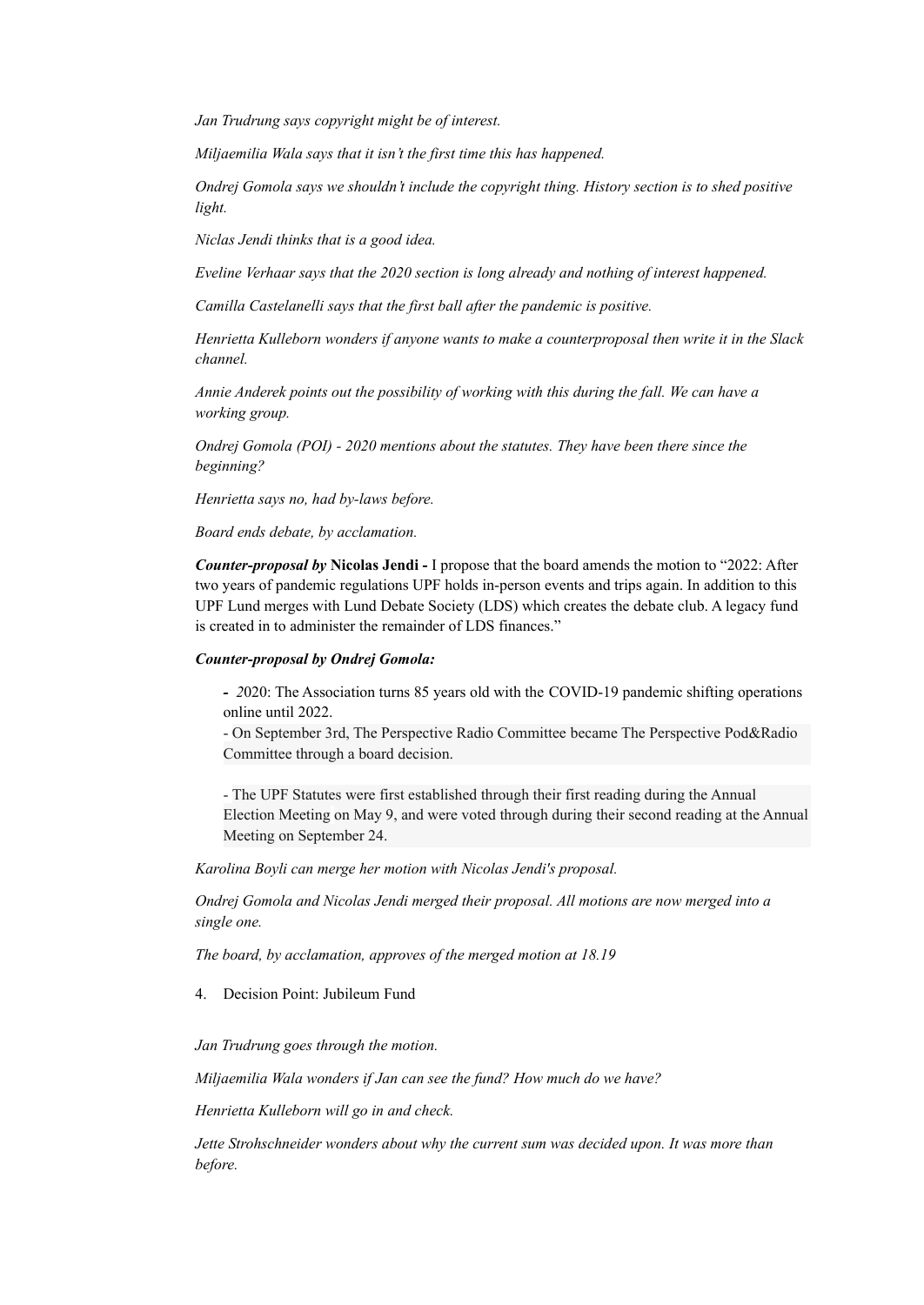*Jan Trudrung says copyright might be of interest.*

*Miljaemilia Wala says that it isn't the first time this has happened.*

*Ondrej Gomola says we shouldn't include the copyright thing. History section is to shed positive light.*

*Niclas Jendi thinks that is a good idea.*

*Eveline Verhaar says that the 2020 section is long already and nothing of interest happened.*

*Camilla Castelanelli says that the first ball after the pandemic is positive.*

*Henrietta Kulleborn wonders if anyone wants to make a counterproposal then write it in the Slack channel.*

*Annie Anderek points out the possibility of working with this during the fall. We can have a working group.*

*Ondrej Gomola (POI) - 2020 mentions about the statutes. They have been there since the beginning?*

*Henrietta says no, had by-laws before.*

*Board ends debate, by acclamation.*

***Counter-proposal by* Nicolas Jendi -** I propose that the board amends the motion to "2022: After two years of pandemic regulations UPF holds in-person events and trips again. In addition to this UPF Lund merges with Lund Debate Society (LDS) which creates the debate club. A legacy fund is created in to administer the remainder of LDS finances."

***Counter-proposal by Ondrej Gomola:***

> **-** *2*020: The Association turns 85 years old with the COVID-19 pandemic shifting operations online until 2022.
> - On September 3rd, The Perspective Radio Committee became The Perspective Pod&Radio Committee through a board decision.
>
> - The UPF Statutes were first established through their first reading during the Annual Election Meeting on May 9, and were voted through during their second reading at the Annual Meeting on September 24.

*Karolina Boyli can merge her motion with Nicolas Jendi's proposal.*

*Ondrej Gomola and Nicolas Jendi merged their proposal. All motions are now merged into a single one.*

*The board, by acclamation, approves of the merged motion at 18.19*

4. Decision Point: Jubileum Fund

*Jan Trudrung goes through the motion.*

*Miljaemilia Wala wonders if Jan can see the fund? How much do we have?*

*Henrietta Kulleborn will go in and check.*

*Jette Strohschneider wonders about why the current sum was decided upon. It was more than before.*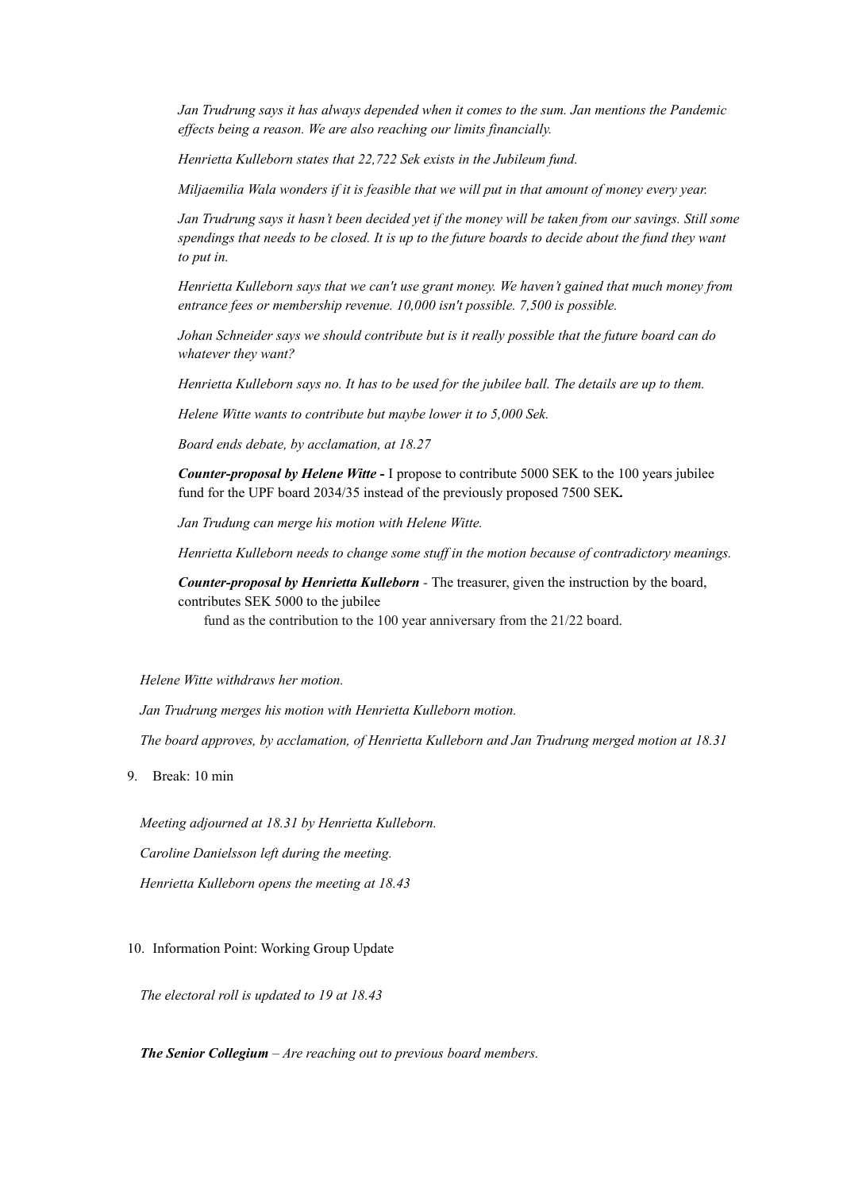*Jan Trudrung says it has always depended when it comes to the sum. Jan mentions the Pandemic effects being a reason. We are also reaching our limits financially.*

*Henrietta Kulleborn states that 22,722 Sek exists in the Jubileum fund.*

*Miljaemilia Wala wonders if it is feasible that we will put in that amount of money every year.*

*Jan Trudrung says it hasn't been decided yet if the money will be taken from our savings. Still some spendings that needs to be closed. It is up to the future boards to decide about the fund they want to put in.*

*Henrietta Kulleborn says that we can't use grant money. We haven't gained that much money from entrance fees or membership revenue. 10,000 isn't possible. 7,500 is possible.*

*Johan Schneider says we should contribute but is it really possible that the future board can do whatever they want?*

*Henrietta Kulleborn says no. It has to be used for the jubilee ball. The details are up to them.*

*Helene Witte wants to contribute but maybe lower it to 5,000 Sek.*

*Board ends debate, by acclamation, at 18.27*

***Counter-proposal by Helene Witte -*** I propose to contribute 5000 SEK to the 100 years jubilee fund for the UPF board 2034/35 instead of the previously proposed 7500 SEK**.**

*Jan Trudung can merge his motion with Helene Witte.*

*Henrietta Kulleborn needs to change some stuff in the motion because of contradictory meanings.*

***Counter-proposal by Henrietta Kulleborn*** *-* The treasurer, given the instruction by the board, contributes SEK 5000 to the jubilee fund as the contribution to the 100 year anniversary from the 21/22 board.

*Helene Witte withdraws her motion.*

*Jan Trudrung merges his motion with Henrietta Kulleborn motion.*

*The board approves, by acclamation, of Henrietta Kulleborn and Jan Trudrung merged motion at 18.31*

9. Break: 10 min

*Meeting adjourned at 18.31 by Henrietta Kulleborn.*

*Caroline Danielsson left during the meeting.*

*Henrietta Kulleborn opens the meeting at 18.43*

10. Information Point: Working Group Update

*The electoral roll is updated to 19 at 18.43*

***The Senior Collegium*** *– Are reaching out to previous board members.*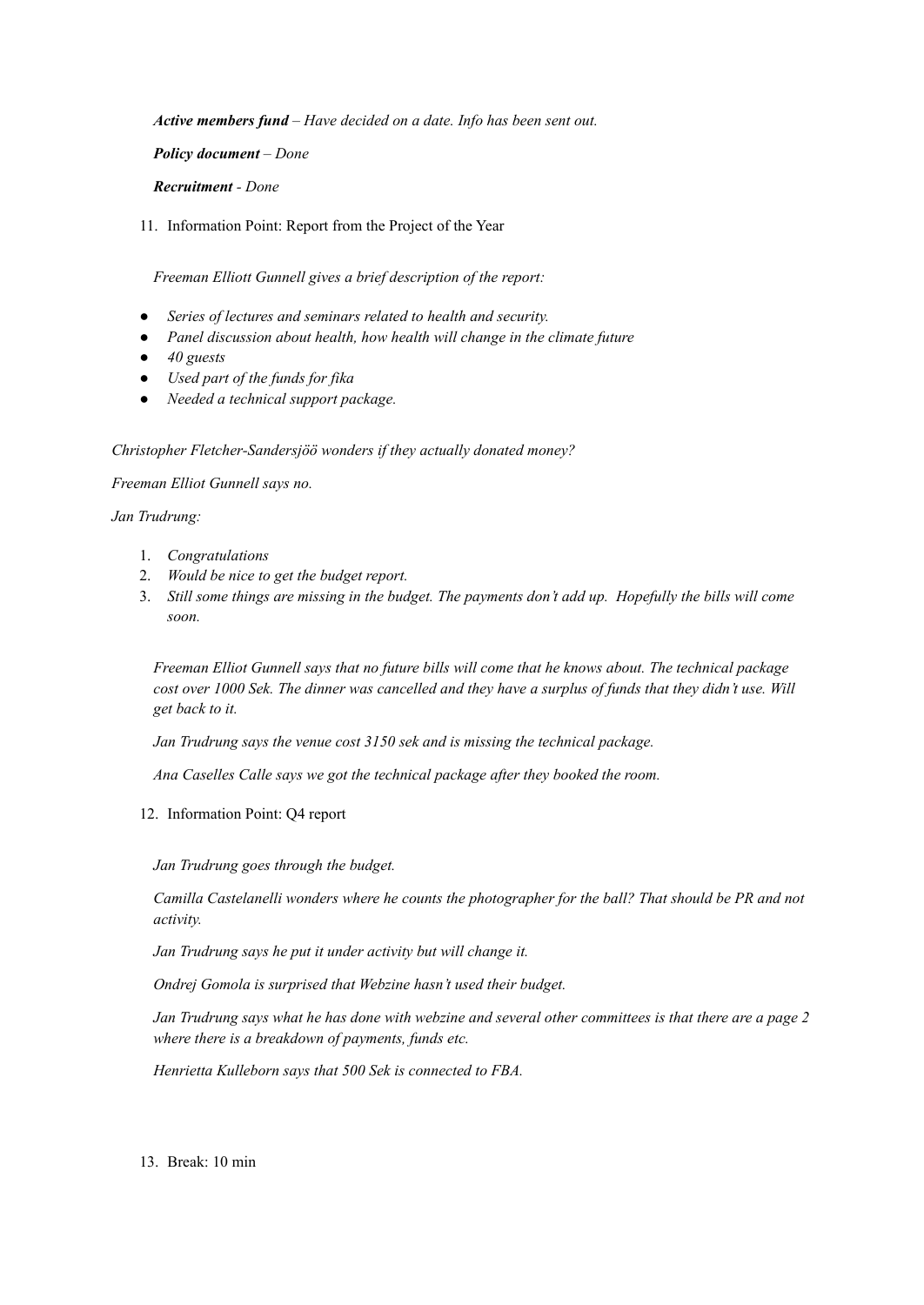***Active members fund*** *– Have decided on a date. Info has been sent out.*

***Policy document*** *– Done*

***Recruitment*** *- Done*

11. Information Point: Report from the Project of the Year

*Freeman Elliott Gunnell gives a brief description of the report:*

- *Series of lectures and seminars related to health and security.*
- *Panel discussion about health, how health will change in the climate future*
- *40 guests*
- *Used part of the funds for fika*
- *Needed a technical support package.*

*Christopher Fletcher-Sandersjöö wonders if they actually donated money?*

*Freeman Elliot Gunnell says no.*

*Jan Trudrung:*

1. *Congratulations*
2. *Would be nice to get the budget report.*
3. *Still some things are missing in the budget. The payments don't add up. Hopefully the bills will come soon.*

*Freeman Elliot Gunnell says that no future bills will come that he knows about. The technical package cost over 1000 Sek. The dinner was cancelled and they have a surplus of funds that they didn't use. Will get back to it.*

*Jan Trudrung says the venue cost 3150 sek and is missing the technical package.*

*Ana Caselles Calle says we got the technical package after they booked the room.*

12. Information Point: Q4 report

*Jan Trudrung goes through the budget.*

*Camilla Castelanelli wonders where he counts the photographer for the ball? That should be PR and not activity.*

*Jan Trudrung says he put it under activity but will change it.*

*Ondrej Gomola is surprised that Webzine hasn't used their budget.*

*Jan Trudrung says what he has done with webzine and several other committees is that there are a page 2 where there is a breakdown of payments, funds etc.*

*Henrietta Kulleborn says that 500 Sek is connected to FBA.*

13. Break: 10 min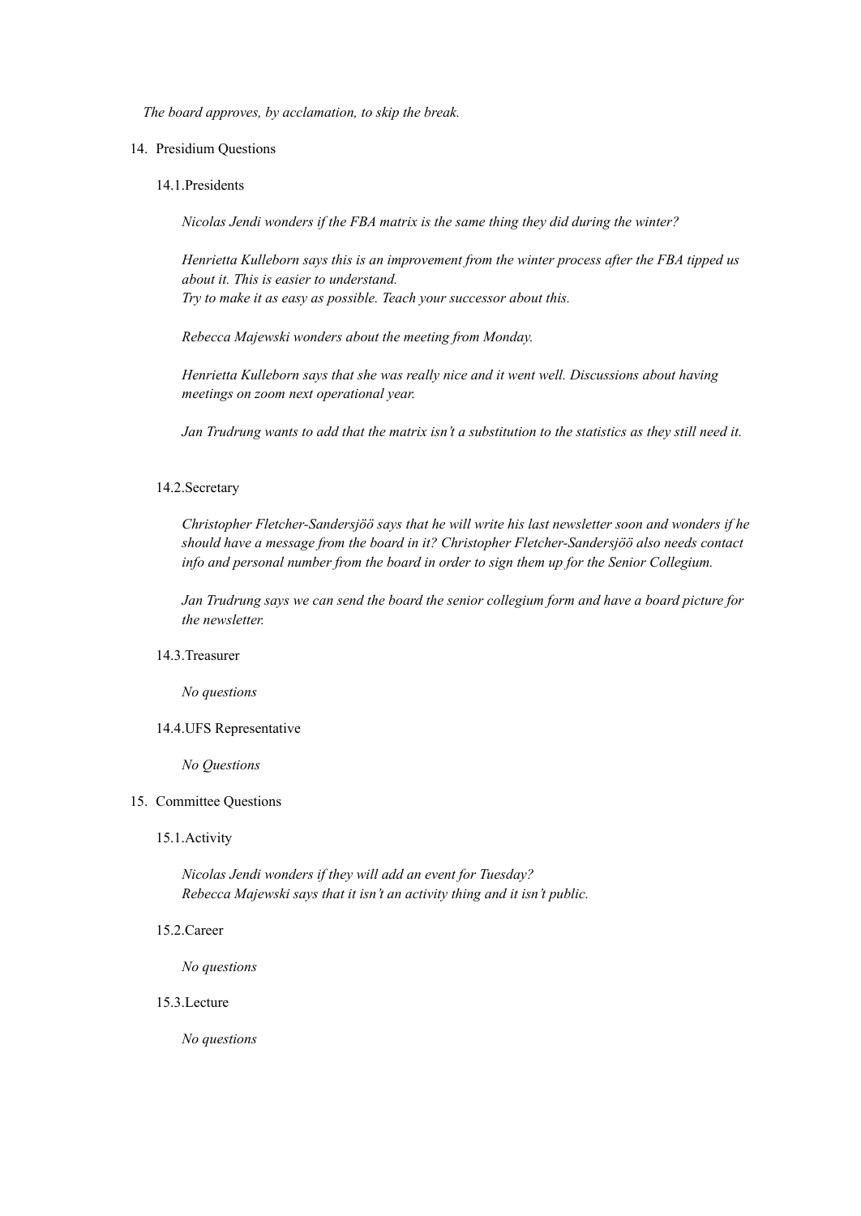*The board approves, by acclamation, to skip the break.*

14. Presidium Questions

    14.1. Presidents

    *Nicolas Jendi wonders if the FBA matrix is the same thing they did during the winter?*

    *Henrietta Kulleborn says this is an improvement from the winter process after the FBA tipped us about it. This is easier to understand.*
    *Try to make it as easy as possible. Teach your successor about this.*

    *Rebecca Majewski wonders about the meeting from Monday.*

    *Henrietta Kulleborn says that she was really nice and it went well. Discussions about having meetings on zoom next operational year.*

    *Jan Trudrung wants to add that the matrix isn't a substitution to the statistics as they still need it.*

    14.2. Secretary

    *Christopher Fletcher-Sandersjöö says that he will write his last newsletter soon and wonders if he should have a message from the board in it? Christopher Fletcher-Sandersjöö also needs contact info and personal number from the board in order to sign them up for the Senior Collegium.*

    *Jan Trudrung says we can send the board the senior collegium form and have a board picture for the newsletter.*

    14.3. Treasurer

    *No questions*

    14.4. UFS Representative

    *No Questions*

15. Committee Questions

    15.1. Activity

    *Nicolas Jendi wonders if they will add an event for Tuesday?*
    *Rebecca Majewski says that it isn't an activity thing and it isn't public.*

    15.2. Career

    *No questions*

    15.3. Lecture

    *No questions*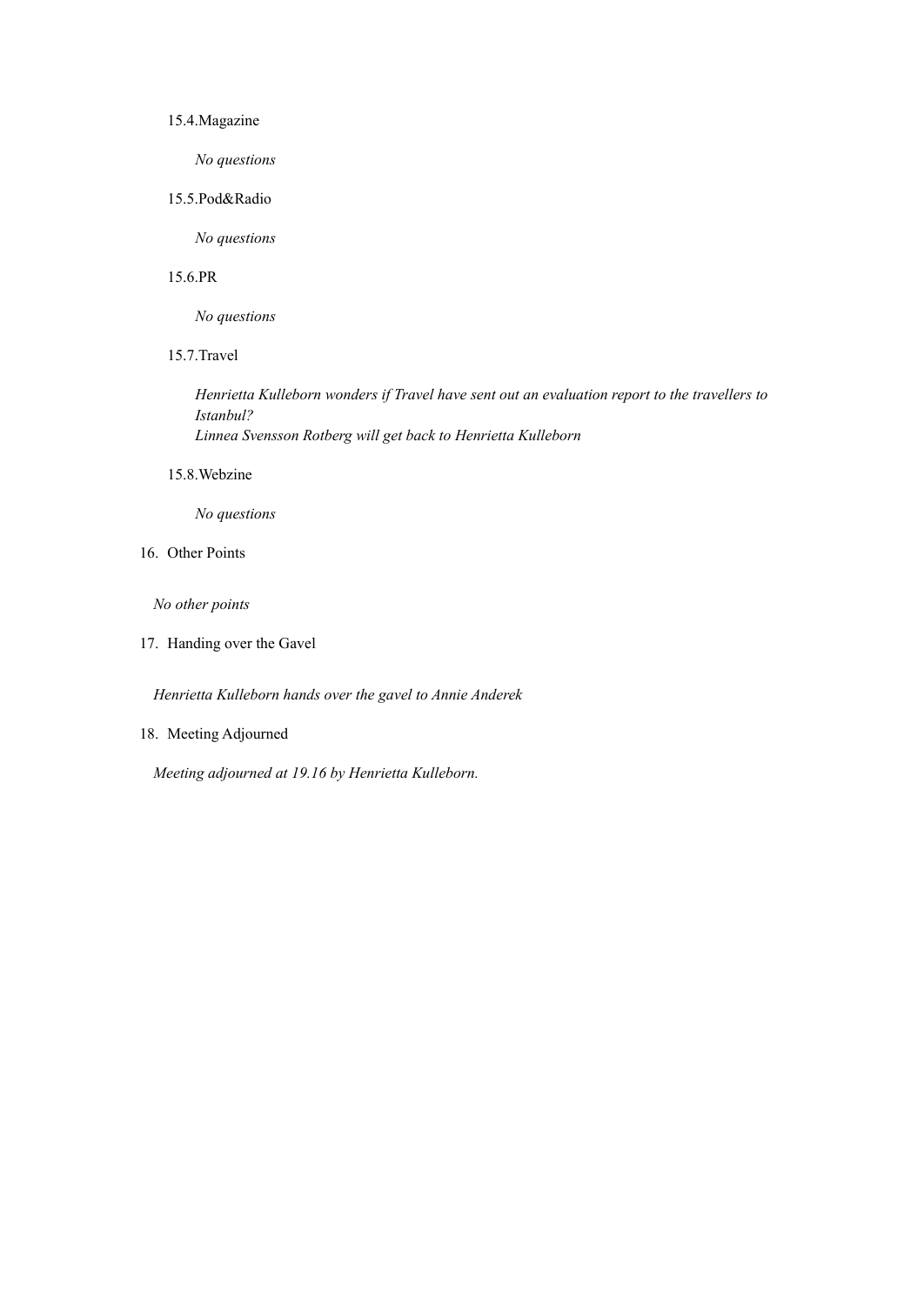15.4. Magazine

*No questions*

15.5. Pod&Radio

*No questions*

15.6. PR

*No questions*

15.7. Travel

*Henrietta Kulleborn wonders if Travel have sent out an evaluation report to the travellers to Istanbul?*
*Linnea Svensson Rotberg will get back to Henrietta Kulleborn*

15.8. Webzine

*No questions*

16. Other Points

*No other points*

17. Handing over the Gavel

*Henrietta Kulleborn hands over the gavel to Annie Anderek*

18. Meeting Adjourned

*Meeting adjourned at 19.16 by Henrietta Kulleborn.*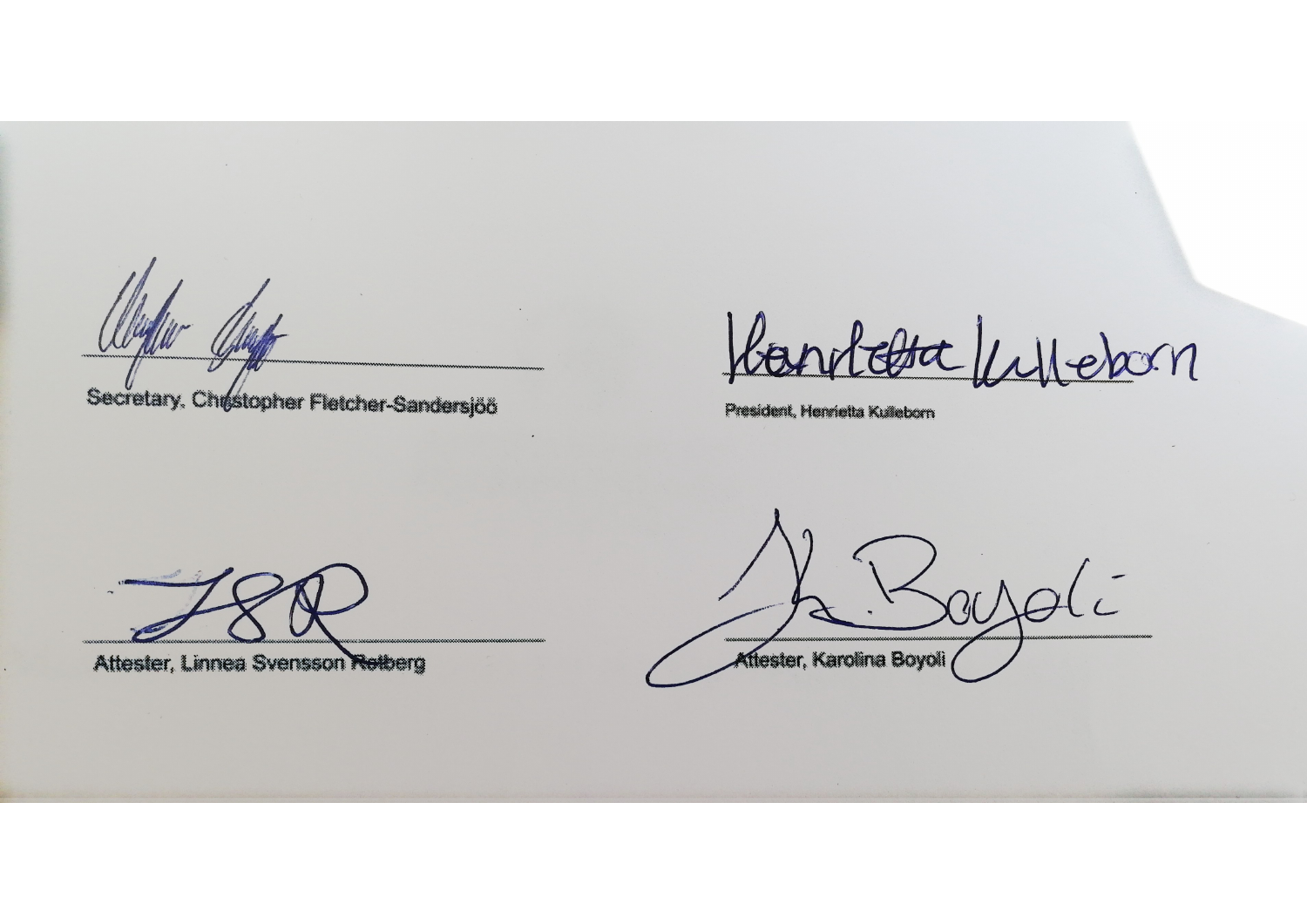Secretary, Christopher Fletcher-Sandersjöö

President, Henrietta Kulleborn

Attester, Linnea Svensson Rotberg

Attester, Karolina Boyoli